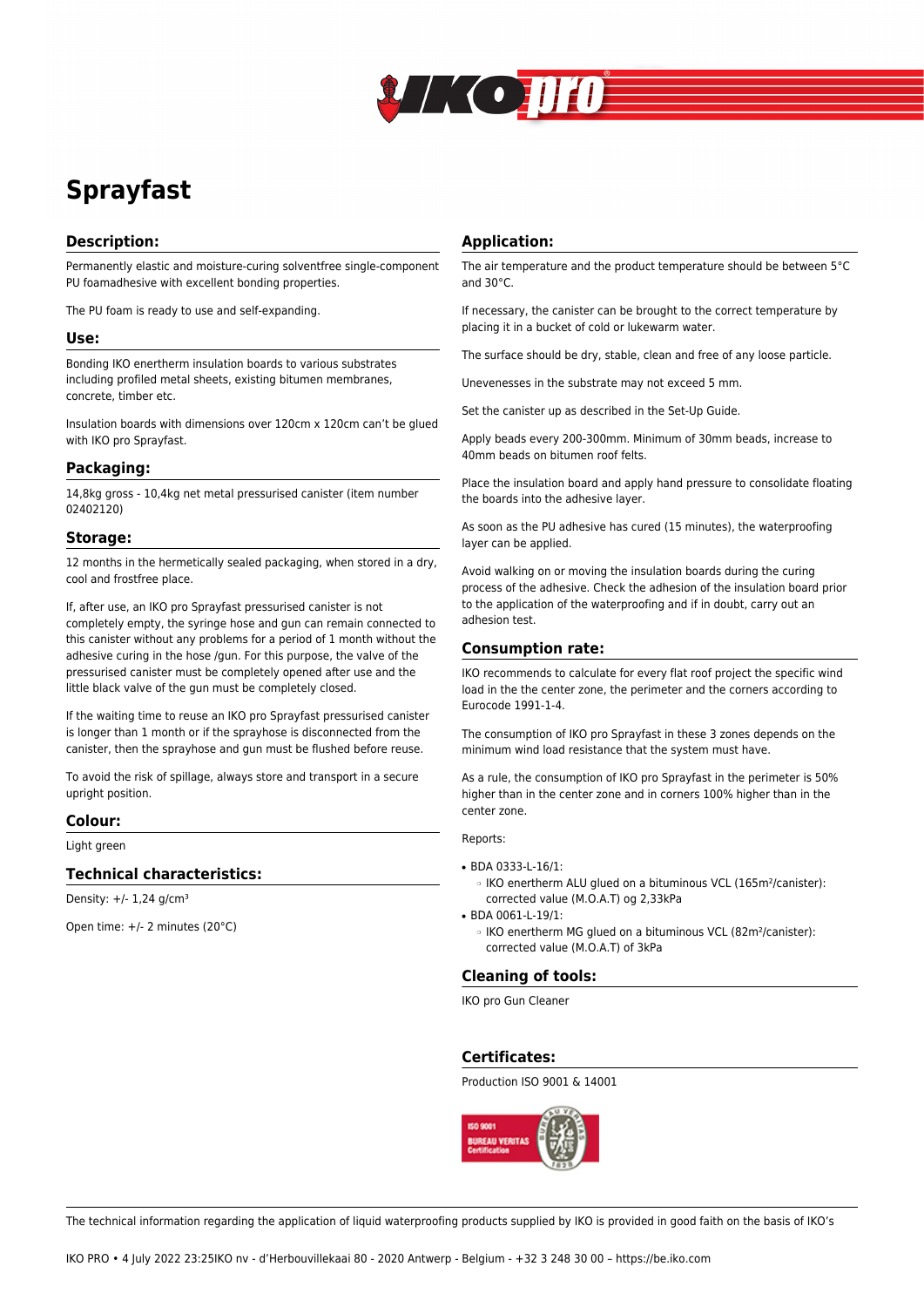# Sprayfast

## Description:

Permanently elastic and moisture-curing solventfree single-component PU foamadhesive with excellent bonding properties.

The PU foam is ready to use and self-expanding.

## Use:

Bonding IKO enertherm insulation boards to various substrates including profiled metal sheets, existing bitumen membranes, concrete, timber etc.

Insulation boards with dimensions over 120cm x 120cm can't be glued with IKO pro Sprayfast.

## Packaging:

14,8kg gross - 10,4kg net metal pressurised canister (item number 02402120)

## Storage:

12 months in the hermetically sealed packaging, when stored in a dry, cool and frostfree place.

If, after use, an IKO pro Sprayfast pressurised canister is not completely empty, the syringe hose and gun can remain connected to this canister without any problems for a period of 1 month without the adhesive curing in the hose /gun. For this purpose, the valve of the pressurised canister must be completely opened after use and the little black valve of the gun must be completely closed.

If the waiting time to reuse an IKO pro Sprayfast pressurised canister is longer than 1 month or if the sprayhose is disconnected from the canister, then the sprayhose and gun must be flushed before reuse.

To avoid the risk of spillage, always store and transport in a secure upright position.

## Colour:

Light green

## Technical characteristics:

Density: +/- 1,24 g/cm³

Open time: +/- 2 minutes (20°C)

## Application:

The air temperature and the product temperature should be between 5°C and 30°C.

If necessary, the canister can be brought to the correct temperature by placing it in a bucket of cold or lukewarm water.

The surface should be dry, stable, clean and free of any loose particle.

Unevenesses in the substrate may not exceed 5 mm.

Set the canister up as described in the Set-Up Guide.

Apply beads every 200-300mm. Minimum of 30mm beads, increase to 40mm beads on bitumen roof felts.

Place the insulation board and apply hand pressure to consolidate floating the boards into the adhesive layer.

As soon as the PU adhesive has cured (15 minutes), the waterproofing layer can be applied.

Avoid walking on or moving the insulation boards during the curing process of the adhesive. Check the adhesion of the insulation board prior to the application of the waterproofing and if in doubt, carry out an adhesion test.

## Consumption rate:

IKO recommends to calculate for every flat roof project the specific wind load in the the center zone, the perimeter and the corners according to Eurocode 1991-1-4.

The consumption of IKO pro Sprayfast in these 3 zones depends on the minimum wind load resistance that the system must have.

As a rule, the consumption of IKO pro Sprayfast in the perimeter is 50% higher than in the center zone and in corners 100% higher than in the center zone.

Reports:

- BDA 0333-L-16/1:
  - IKO enertherm ALU glued on a bituminous VCL (165m²/canister): corrected value (M.O.A.T) og 2,33kPa
- BDA 0061-L-19/1:
  - IKO enertherm MG glued on a bituminous VCL (82m²/canister): corrected value (M.O.A.T) of 3kPa

## Cleaning of tools:

IKO pro Gun Cleaner

## Certificates:

Production ISO 9001 & 14001

The technical information regarding the application of liquid waterproofing products supplied by IKO is provided in good faith on the basis of IKO's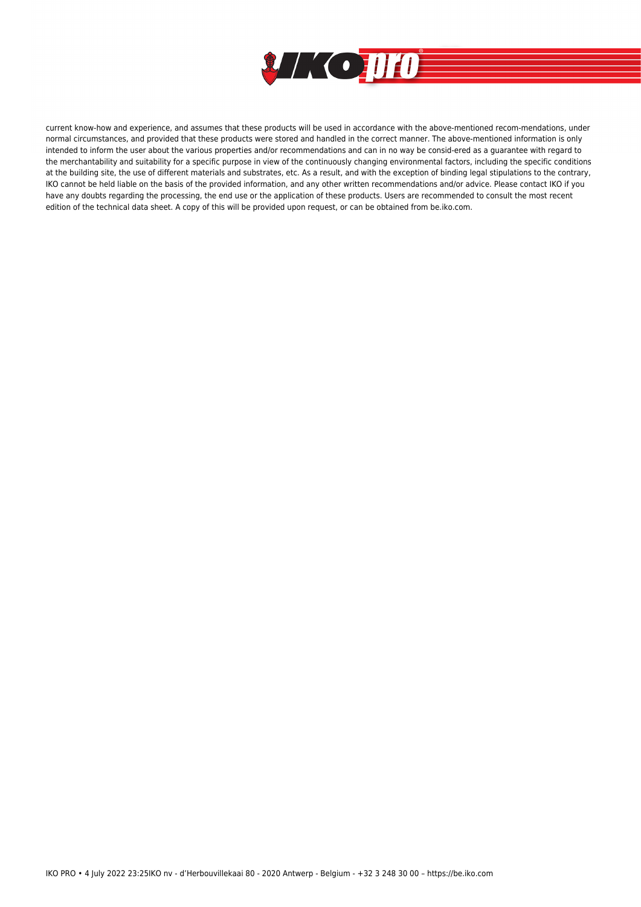current know-how and experience, and assumes that these products will be used in accordance with the above-mentioned recom-mendations, under normal circumstances, and provided that these products were stored and handled in the correct manner. The above-mentioned information is only intended to inform the user about the various properties and/or recommendations and can in no way be consid-ered as a guarantee with regard to the merchantability and suitability for a specific purpose in view of the continuously changing environmental factors, including the specific conditions at the building site, the use of different materials and substrates, etc. As a result, and with the exception of binding legal stipulations to the contrary, IKO cannot be held liable on the basis of the provided information, and any other written recommendations and/or advice. Please contact IKO if you have any doubts regarding the processing, the end use or the application of these products. Users are recommended to consult the most recent edition of the technical data sheet. A copy of this will be provided upon request, or can be obtained from be.iko.com.